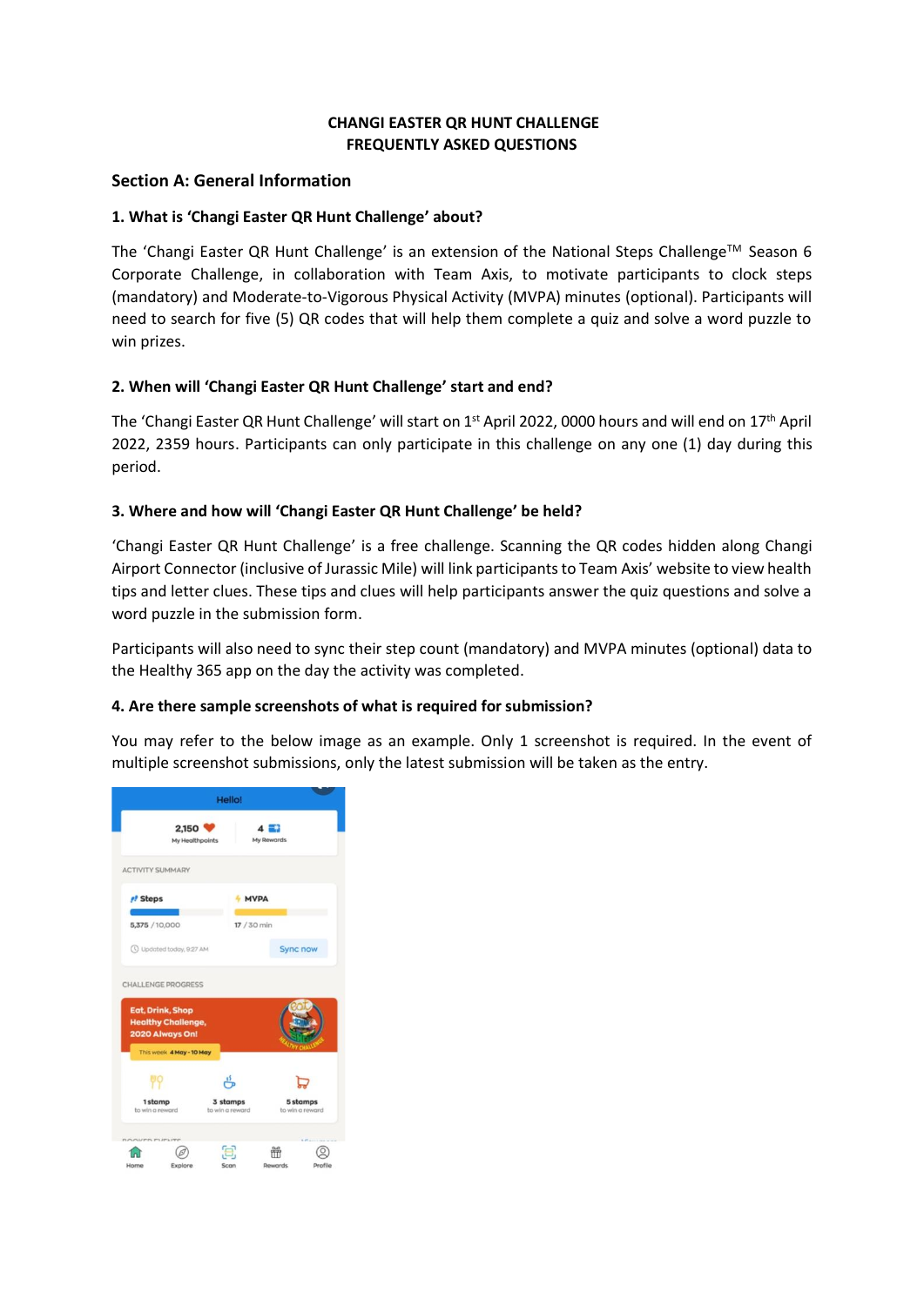# CHANGI EASTER QR HUNT CHALLENGE
# FREQUENTLY ASKED QUESTIONS

## Section A: General Information

### 1. What is 'Changi Easter QR Hunt Challenge' about?

The 'Changi Easter QR Hunt Challenge' is an extension of the National Steps Challenge™ Season 6 Corporate Challenge, in collaboration with Team Axis, to motivate participants to clock steps (mandatory) and Moderate-to-Vigorous Physical Activity (MVPA) minutes (optional). Participants will need to search for five (5) QR codes that will help them complete a quiz and solve a word puzzle to win prizes.

### 2. When will 'Changi Easter QR Hunt Challenge' start and end?

The 'Changi Easter QR Hunt Challenge' will start on 1st April 2022, 0000 hours and will end on 17th April 2022, 2359 hours. Participants can only participate in this challenge on any one (1) day during this period.

### 3. Where and how will 'Changi Easter QR Hunt Challenge' be held?

'Changi Easter QR Hunt Challenge' is a free challenge. Scanning the QR codes hidden along Changi Airport Connector (inclusive of Jurassic Mile) will link participants to Team Axis' website to view health tips and letter clues. These tips and clues will help participants answer the quiz questions and solve a word puzzle in the submission form.

Participants will also need to sync their step count (mandatory) and MVPA minutes (optional) data to the Healthy 365 app on the day the activity was completed.

### 4. Are there sample screenshots of what is required for submission?

You may refer to the below image as an example. Only 1 screenshot is required. In the event of multiple screenshot submissions, only the latest submission will be taken as the entry.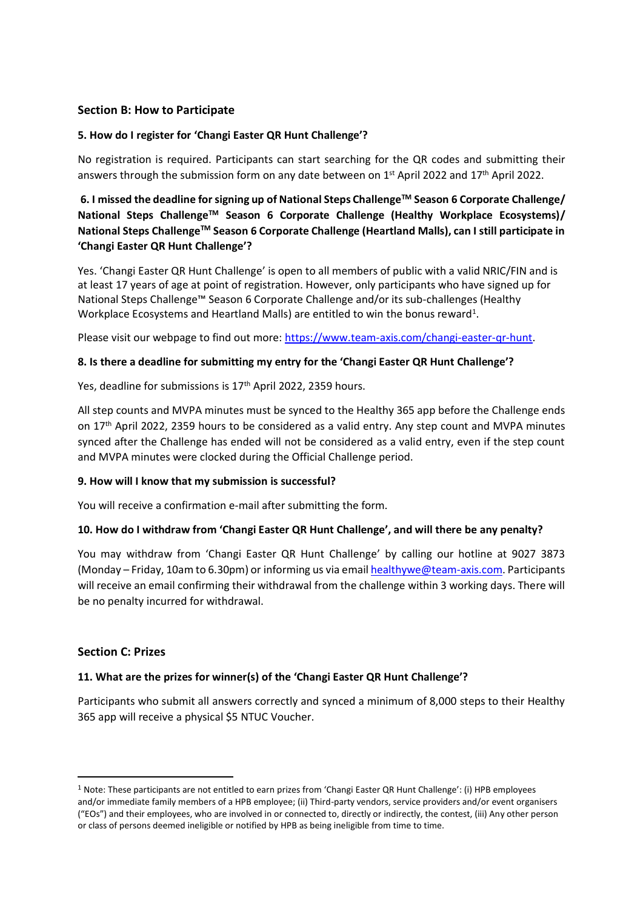## Section B: How to Participate

### 5. How do I register for 'Changi Easter QR Hunt Challenge'?

No registration is required. Participants can start searching for the QR codes and submitting their answers through the submission form on any date between on 1st April 2022 and 17th April 2022.

### 6. I missed the deadline for signing up of National Steps Challenge™ Season 6 Corporate Challenge/ National Steps Challenge™ Season 6 Corporate Challenge (Healthy Workplace Ecosystems)/ National Steps Challenge™ Season 6 Corporate Challenge (Heartland Malls), can I still participate in 'Changi Easter QR Hunt Challenge'?

Yes. 'Changi Easter QR Hunt Challenge' is open to all members of public with a valid NRIC/FIN and is at least 17 years of age at point of registration. However, only participants who have signed up for National Steps Challenge™ Season 6 Corporate Challenge and/or its sub-challenges (Healthy Workplace Ecosystems and Heartland Malls) are entitled to win the bonus reward[1].

Please visit our webpage to find out more: https://www.team-axis.com/changi-easter-qr-hunt.

### 8. Is there a deadline for submitting my entry for the 'Changi Easter QR Hunt Challenge'?

Yes, deadline for submissions is 17th April 2022, 2359 hours.

All step counts and MVPA minutes must be synced to the Healthy 365 app before the Challenge ends on 17th April 2022, 2359 hours to be considered as a valid entry. Any step count and MVPA minutes synced after the Challenge has ended will not be considered as a valid entry, even if the step count and MVPA minutes were clocked during the Official Challenge period.

### 9. How will I know that my submission is successful?

You will receive a confirmation e-mail after submitting the form.

### 10. How do I withdraw from 'Changi Easter QR Hunt Challenge', and will there be any penalty?

You may withdraw from 'Changi Easter QR Hunt Challenge' by calling our hotline at 9027 3873 (Monday – Friday, 10am to 6.30pm) or informing us via email healthywe@team-axis.com. Participants will receive an email confirming their withdrawal from the challenge within 3 working days. There will be no penalty incurred for withdrawal.

## Section C: Prizes

### 11. What are the prizes for winner(s) of the 'Changi Easter QR Hunt Challenge'?

Participants who submit all answers correctly and synced a minimum of 8,000 steps to their Healthy 365 app will receive a physical $5 NTUC Voucher.

---

[1] Note: These participants are not entitled to earn prizes from 'Changi Easter QR Hunt Challenge': (i) HPB employees and/or immediate family members of a HPB employee; (ii) Third-party vendors, service providers and/or event organisers ("EOs") and their employees, who are involved in or connected to, directly or indirectly, the contest, (iii) Any other person or class of persons deemed ineligible or notified by HPB as being ineligible from time to time.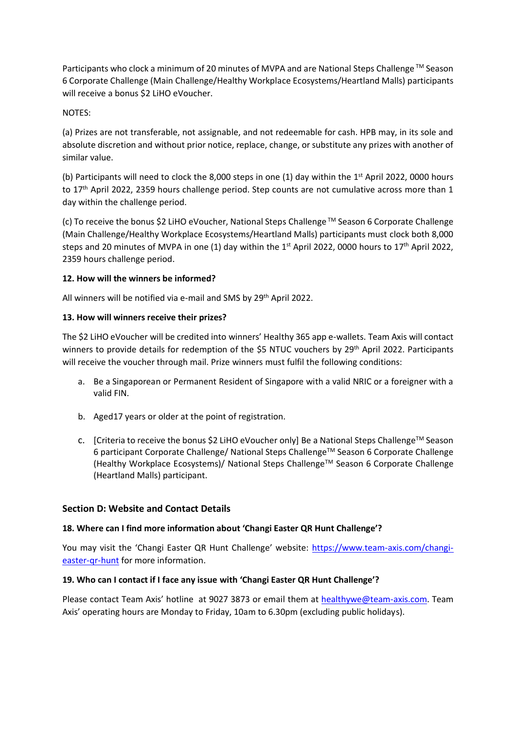Participants who clock a minimum of 20 minutes of MVPA and are National Steps Challenge ™ Season 6 Corporate Challenge (Main Challenge/Healthy Workplace Ecosystems/Heartland Malls) participants will receive a bonus $2 LiHO eVoucher.

NOTES:

(a) Prizes are not transferable, not assignable, and not redeemable for cash. HPB may, in its sole and absolute discretion and without prior notice, replace, change, or substitute any prizes with another of similar value.

(b) Participants will need to clock the 8,000 steps in one (1) day within the 1st April 2022, 0000 hours to 17th April 2022, 2359 hours challenge period. Step counts are not cumulative across more than 1 day within the challenge period.

(c) To receive the bonus $2 LiHO eVoucher, National Steps Challenge ™ Season 6 Corporate Challenge (Main Challenge/Healthy Workplace Ecosystems/Heartland Malls) participants must clock both 8,000 steps and 20 minutes of MVPA in one (1) day within the 1st April 2022, 0000 hours to 17th April 2022, 2359 hours challenge period.

**12. How will the winners be informed?**

All winners will be notified via e-mail and SMS by 29th April 2022.

**13. How will winners receive their prizes?**

The $2 LiHO eVoucher will be credited into winners' Healthy 365 app e-wallets. Team Axis will contact winners to provide details for redemption of the $5 NTUC vouchers by 29th April 2022. Participants will receive the voucher through mail. Prize winners must fulfil the following conditions:

a. Be a Singaporean or Permanent Resident of Singapore with a valid NRIC or a foreigner with a valid FIN.

b. Aged17 years or older at the point of registration.

c. [Criteria to receive the bonus $2 LiHO eVoucher only] Be a National Steps Challenge™ Season 6 participant Corporate Challenge/ National Steps Challenge™ Season 6 Corporate Challenge (Healthy Workplace Ecosystems)/ National Steps Challenge™ Season 6 Corporate Challenge (Heartland Malls) participant.

## Section D: Website and Contact Details

**18. Where can I find more information about 'Changi Easter QR Hunt Challenge'?**

You may visit the 'Changi Easter QR Hunt Challenge' website: https://www.team-axis.com/changi-easter-qr-hunt for more information.

**19. Who can I contact if I face any issue with 'Changi Easter QR Hunt Challenge'?**

Please contact Team Axis' hotline at 9027 3873 or email them at healthywe@team-axis.com. Team Axis' operating hours are Monday to Friday, 10am to 6.30pm (excluding public holidays).